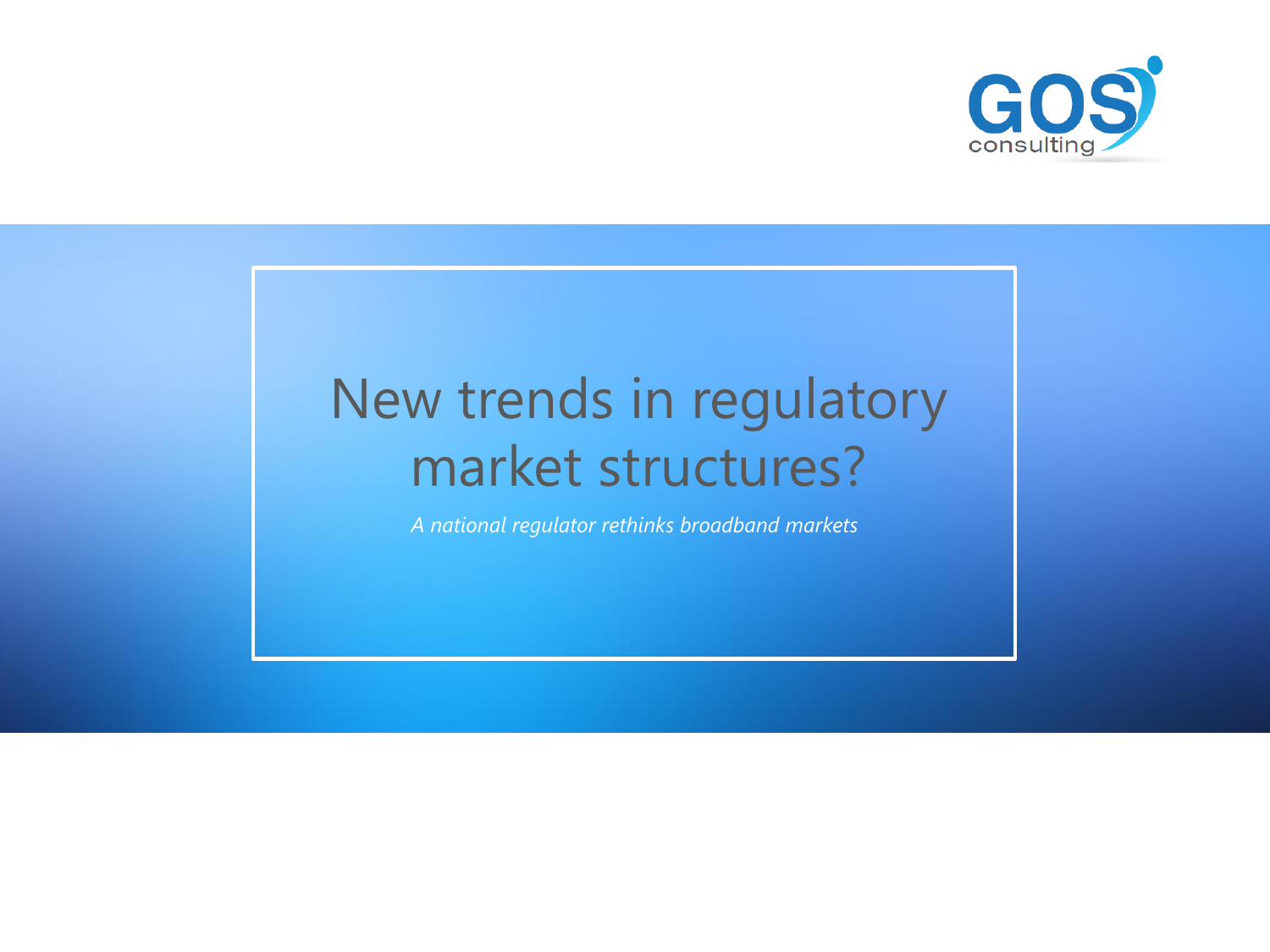GOS consulting

# New trends in regulatory market structures?

*A national regulator rethinks broadband markets*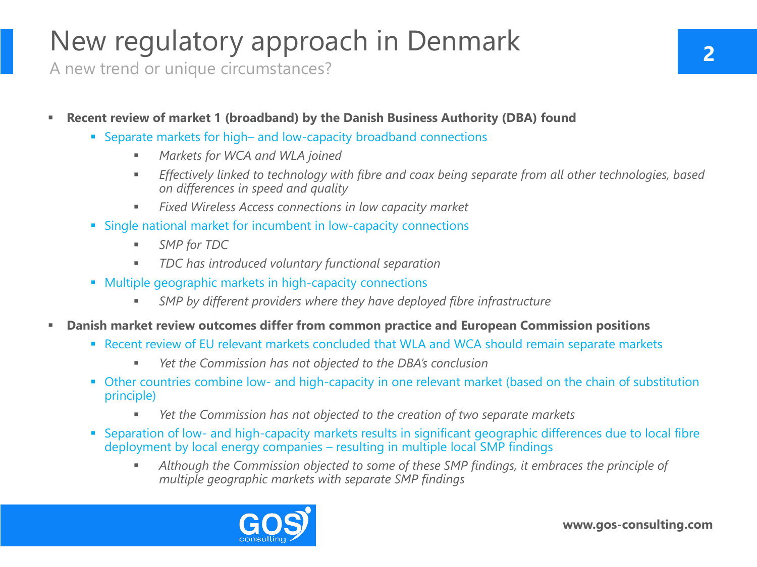# New regulatory approach in Denmark

## A new trend or unique circumstances?

- **Recent review of market 1 (broadband) by the Danish Business Authority (DBA) found**
  - Separate markets for high– and low-capacity broadband connections
    - *Markets for WCA and WLA joined*
    - *Effectively linked to technology with fibre and coax being separate from all other technologies, based on differences in speed and quality*
    - *Fixed Wireless Access connections in low capacity market*
  - Single national market for incumbent in low-capacity connections
    - *SMP for TDC*
    - *TDC has introduced voluntary functional separation*
  - Multiple geographic markets in high-capacity connections
    - *SMP by different providers where they have deployed fibre infrastructure*
- **Danish market review outcomes differ from common practice and European Commission positions**
  - Recent review of EU relevant markets concluded that WLA and WCA should remain separate markets
    - *Yet the Commission has not objected to the DBA's conclusion*
  - Other countries combine low- and high-capacity in one relevant market (based on the chain of substitution principle)
    - *Yet the Commission has not objected to the creation of two separate markets*
  - Separation of low- and high-capacity markets results in significant geographic differences due to local fibre deployment by local energy companies – resulting in multiple local SMP findings
    - *Although the Commission objected to some of these SMP findings, it embraces the principle of multiple geographic markets with separate SMP findings*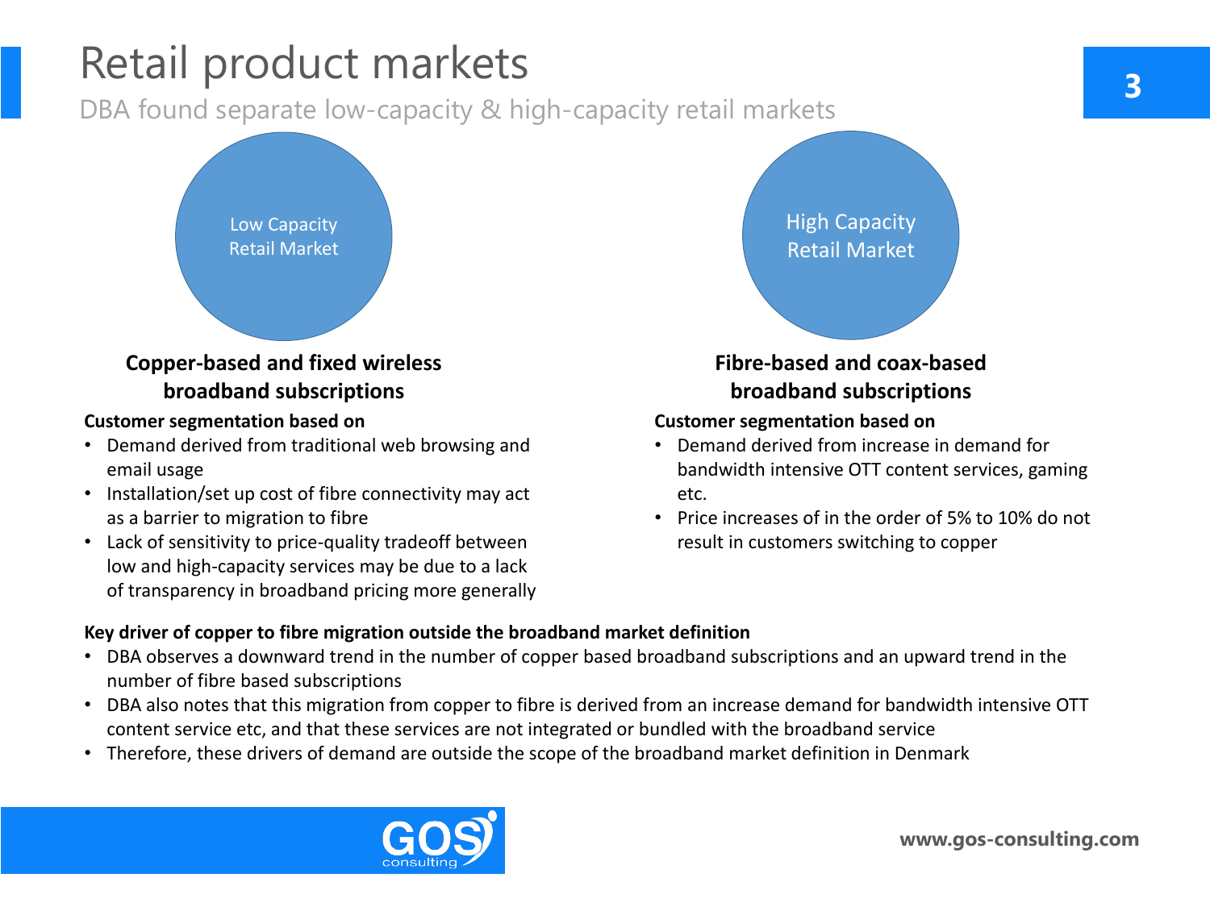# Retail product markets

DBA found separate low-capacity & high-capacity retail markets

## Low Capacity Retail Market

### Copper-based and fixed wireless broadband subscriptions

**Customer segmentation based on**

- Demand derived from traditional web browsing and email usage
- Installation/set up cost of fibre connectivity may act as a barrier to migration to fibre
- Lack of sensitivity to price-quality tradeoff between low and high-capacity services may be due to a lack of transparency in broadband pricing more generally

## High Capacity Retail Market

### Fibre-based and coax-based broadband subscriptions

**Customer segmentation based on**

- Demand derived from increase in demand for bandwidth intensive OTT content services, gaming etc.
- Price increases of in the order of 5% to 10% do not result in customers switching to copper

**Key driver of copper to fibre migration outside the broadband market definition**

- DBA observes a downward trend in the number of copper based broadband subscriptions and an upward trend in the number of fibre based subscriptions
- DBA also notes that this migration from copper to fibre is derived from an increase demand for bandwidth intensive OTT content service etc, and that these services are not integrated or bundled with the broadband service
- Therefore, these drivers of demand are outside the scope of the broadband market definition in Denmark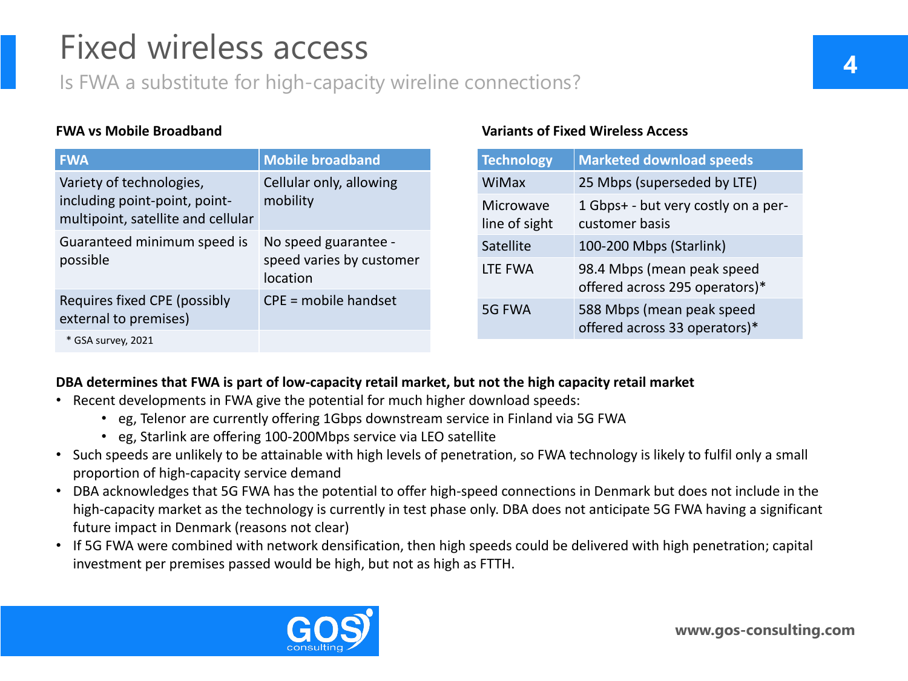# Fixed wireless access

## Is FWA a substitute for high-capacity wireline connections?

**FWA vs Mobile Broadband**

| FWA | Mobile broadband |
|---|---|
| Variety of technologies, including point-point, point-multipoint, satellite and cellular | Cellular only, allowing mobility |
| Guaranteed minimum speed is possible | No speed guarantee - speed varies by customer location |
| Requires fixed CPE (possibly external to premises) | CPE = mobile handset |

\* GSA survey, 2021

**Variants of Fixed Wireless Access**

| Technology | Marketed download speeds |
|---|---|
| WiMax | 25 Mbps (superseded by LTE) |
| Microwave line of sight | 1 Gbps+ - but very costly on a per-customer basis |
| Satellite | 100-200 Mbps (Starlink) |
| LTE FWA | 98.4 Mbps (mean peak speed offered across 295 operators)* |
| 5G FWA | 588 Mbps (mean peak speed offered across 33 operators)* |

**DBA determines that FWA is part of low-capacity retail market, but not the high capacity retail market**

- Recent developments in FWA give the potential for much higher download speeds:
  - eg, Telenor are currently offering 1Gbps downstream service in Finland via 5G FWA
  - eg, Starlink are offering 100-200Mbps service via LEO satellite
- Such speeds are unlikely to be attainable with high levels of penetration, so FWA technology is likely to fulfil only a small proportion of high-capacity service demand
- DBA acknowledges that 5G FWA has the potential to offer high-speed connections in Denmark but does not include in the high-capacity market as the technology is currently in test phase only. DBA does not anticipate 5G FWA having a significant future impact in Denmark (reasons not clear)
- If 5G FWA were combined with network densification, then high speeds could be delivered with high penetration; capital investment per premises passed would be high, but not as high as FTTH.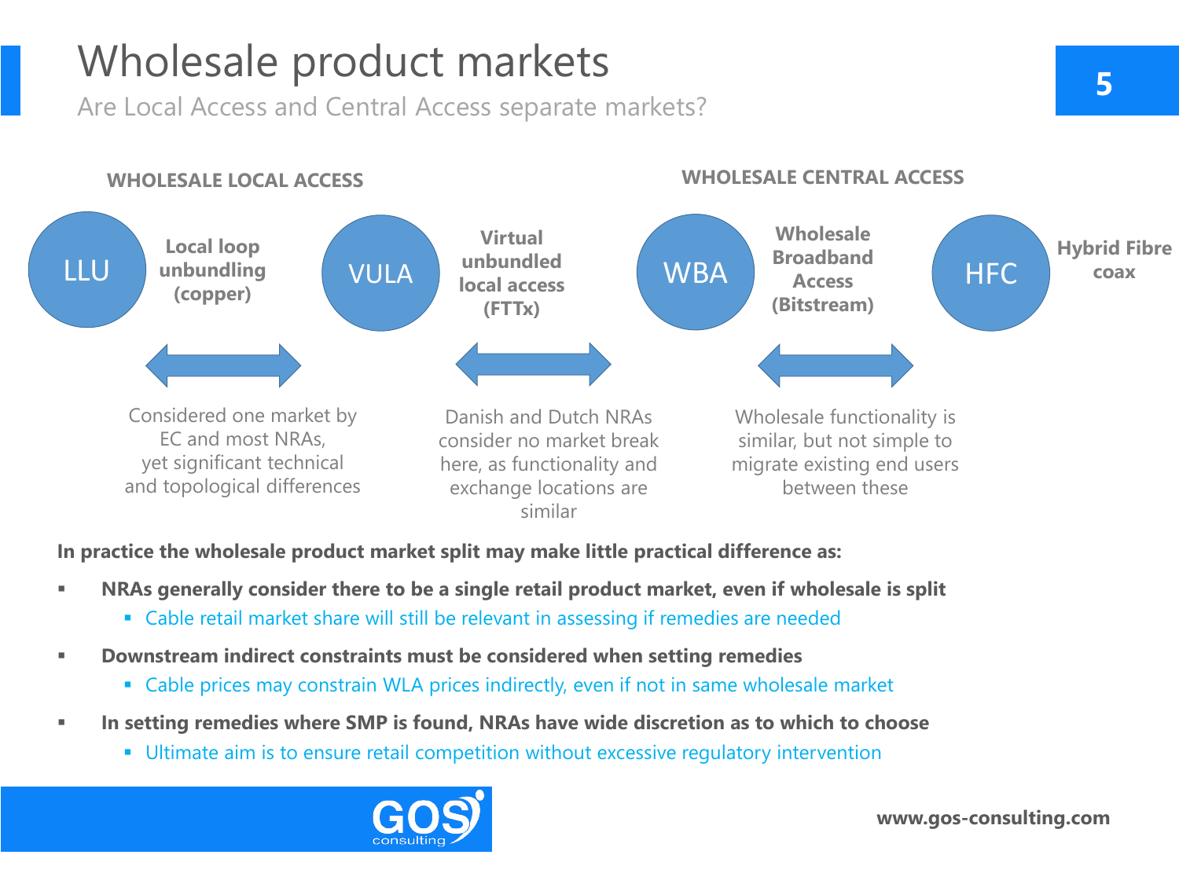# Wholesale product markets

Are Local Access and Central Access separate markets?

**WHOLESALE LOCAL ACCESS**

**WHOLESALE CENTRAL ACCESS**

LLU — **Local loop unbundling (copper)**

VULA — **Virtual unbundled local access (FTTx)**

WBA — **Wholesale Broadband Access (Bitstream)**

HFC — **Hybrid Fibre coax**

LLU ↔ VULA: Considered one market by EC and most NRAs, yet significant technical and topological differences

VULA ↔ WBA: Danish and Dutch NRAs consider no market break here, as functionality and exchange locations are similar

WBA ↔ HFC: Wholesale functionality is similar, but not simple to migrate existing end users between these

**In practice the wholesale product market split may make little practical difference as:**

- **NRAs generally consider there to be a single retail product market, even if wholesale is split**
  - Cable retail market share will still be relevant in assessing if remedies are needed
- **Downstream indirect constraints must be considered when setting remedies**
  - Cable prices may constrain WLA prices indirectly, even if not in same wholesale market
- **In setting remedies where SMP is found, NRAs have wide discretion as to which to choose**
  - Ultimate aim is to ensure retail competition without excessive regulatory intervention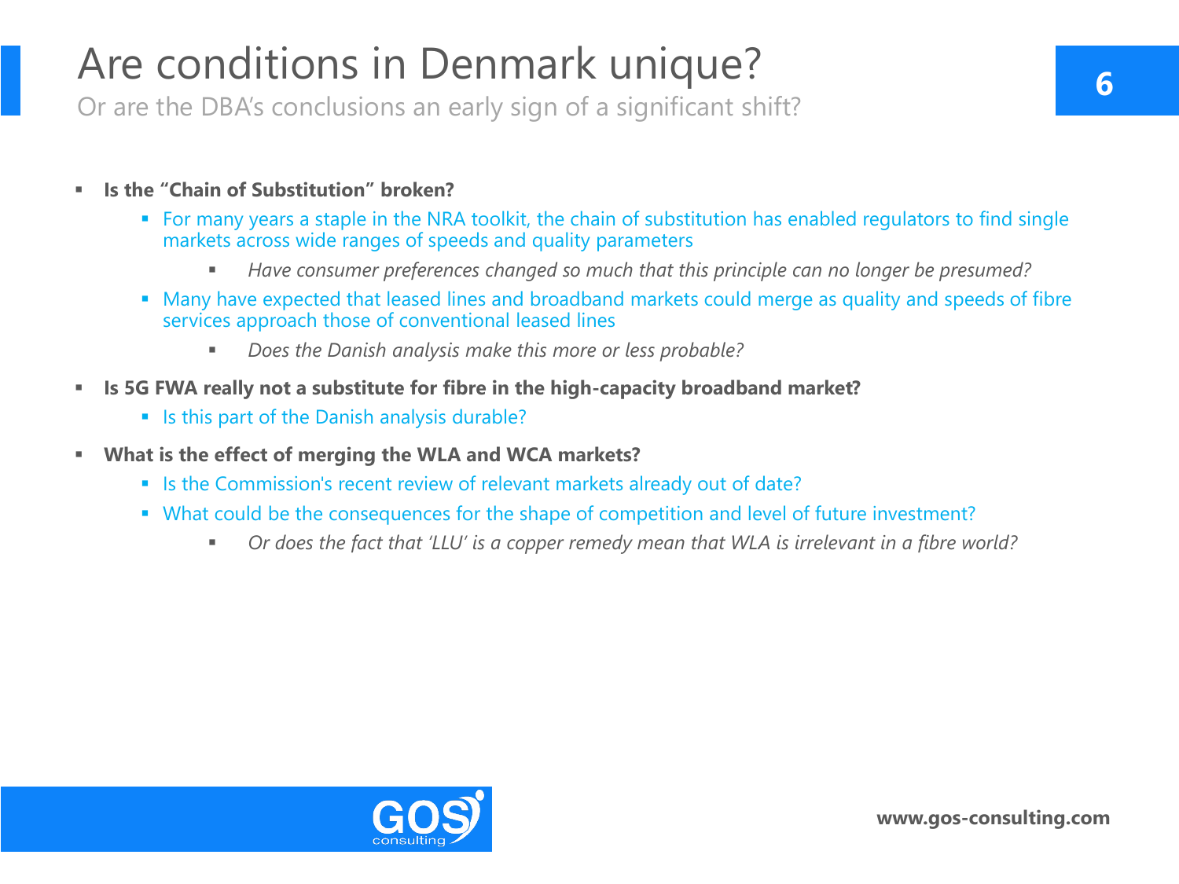# Are conditions in Denmark unique?

Or are the DBA's conclusions an early sign of a significant shift?

- **Is the "Chain of Substitution" broken?**
  - For many years a staple in the NRA toolkit, the chain of substitution has enabled regulators to find single markets across wide ranges of speeds and quality parameters
    - *Have consumer preferences changed so much that this principle can no longer be presumed?*
  - Many have expected that leased lines and broadband markets could merge as quality and speeds of fibre services approach those of conventional leased lines
    - *Does the Danish analysis make this more or less probable?*
- **Is 5G FWA really not a substitute for fibre in the high-capacity broadband market?**
  - Is this part of the Danish analysis durable?
- **What is the effect of merging the WLA and WCA markets?**
  - Is the Commission's recent review of relevant markets already out of date?
  - What could be the consequences for the shape of competition and level of future investment?
    - *Or does the fact that 'LLU' is a copper remedy mean that WLA is irrelevant in a fibre world?*

www.gos-consulting.com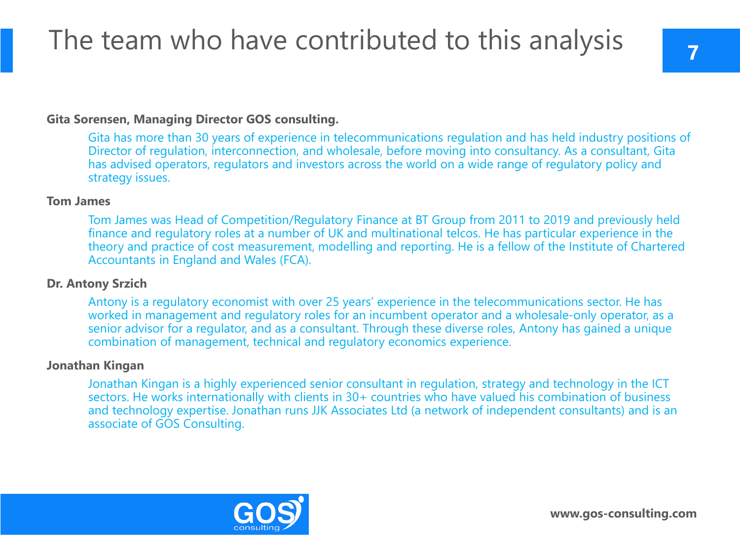# The team who have contributed to this analysis

**Gita Sorensen, Managing Director GOS consulting.**

Gita has more than 30 years of experience in telecommunications regulation and has held industry positions of Director of regulation, interconnection, and wholesale, before moving into consultancy. As a consultant, Gita has advised operators, regulators and investors across the world on a wide range of regulatory policy and strategy issues.

**Tom James**

Tom James was Head of Competition/Regulatory Finance at BT Group from 2011 to 2019 and previously held finance and regulatory roles at a number of UK and multinational telcos. He has particular experience in the theory and practice of cost measurement, modelling and reporting. He is a fellow of the Institute of Chartered Accountants in England and Wales (FCA).

**Dr. Antony Srzich**

Antony is a regulatory economist with over 25 years' experience in the telecommunications sector. He has worked in management and regulatory roles for an incumbent operator and a wholesale-only operator, as a senior advisor for a regulator, and as a consultant. Through these diverse roles, Antony has gained a unique combination of management, technical and regulatory economics experience.

**Jonathan Kingan**

Jonathan Kingan is a highly experienced senior consultant in regulation, strategy and technology in the ICT sectors. He works internationally with clients in 30+ countries who have valued his combination of business and technology expertise. Jonathan runs JJK Associates Ltd (a network of independent consultants) and is an associate of GOS Consulting.

GOS consulting

www.gos-consulting.com